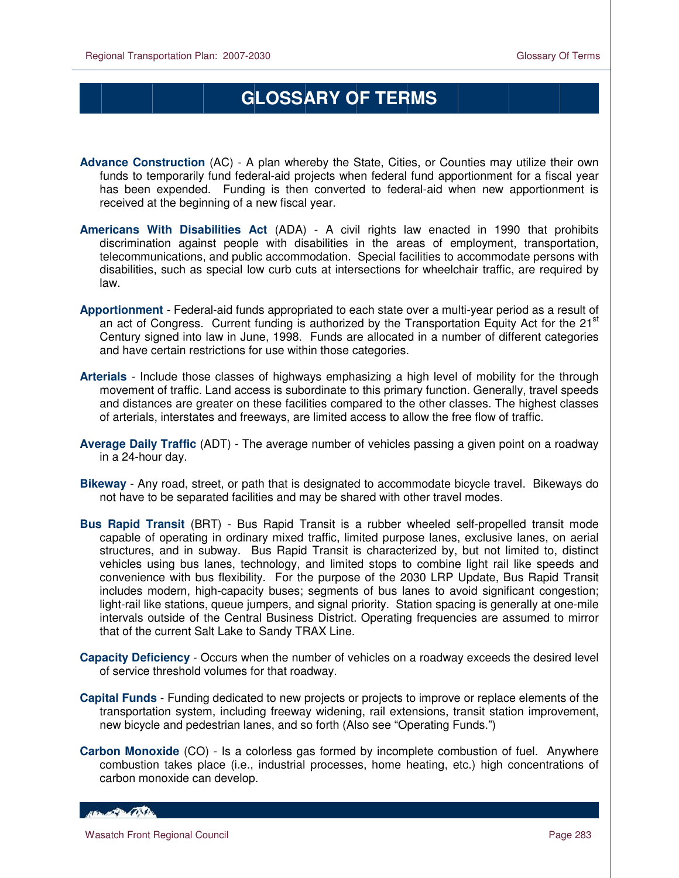# GLOSSARY OF TERMS

**Advance Construction** (AC) - A plan whereby the State, Cities, or Counties may utilize their own funds to temporarily fund federal-aid projects when federal fund apportionment for a fiscal year has been expended. Funding is then converted to federal-aid when new apportionment is received at the beginning of a new fiscal year.

**Americans With Disabilities Act** (ADA) - A civil rights law enacted in 1990 that prohibits discrimination against people with disabilities in the areas of employment, transportation, telecommunications, and public accommodation. Special facilities to accommodate persons with disabilities, such as special low curb cuts at intersections for wheelchair traffic, are required by law.

**Apportionment** - Federal-aid funds appropriated to each state over a multi-year period as a result of an act of Congress. Current funding is authorized by the Transportation Equity Act for the 21st Century signed into law in June, 1998. Funds are allocated in a number of different categories and have certain restrictions for use within those categories.

**Arterials** - Include those classes of highways emphasizing a high level of mobility for the through movement of traffic. Land access is subordinate to this primary function. Generally, travel speeds and distances are greater on these facilities compared to the other classes. The highest classes of arterials, interstates and freeways, are limited access to allow the free flow of traffic.

**Average Daily Traffic** (ADT) - The average number of vehicles passing a given point on a roadway in a 24-hour day.

**Bikeway** - Any road, street, or path that is designated to accommodate bicycle travel. Bikeways do not have to be separated facilities and may be shared with other travel modes.

**Bus Rapid Transit** (BRT) - Bus Rapid Transit is a rubber wheeled self-propelled transit mode capable of operating in ordinary mixed traffic, limited purpose lanes, exclusive lanes, on aerial structures, and in subway. Bus Rapid Transit is characterized by, but not limited to, distinct vehicles using bus lanes, technology, and limited stops to combine light rail like speeds and convenience with bus flexibility. For the purpose of the 2030 LRP Update, Bus Rapid Transit includes modern, high-capacity buses; segments of bus lanes to avoid significant congestion; light-rail like stations, queue jumpers, and signal priority. Station spacing is generally at one-mile intervals outside of the Central Business District. Operating frequencies are assumed to mirror that of the current Salt Lake to Sandy TRAX Line.

**Capacity Deficiency** - Occurs when the number of vehicles on a roadway exceeds the desired level of service threshold volumes for that roadway.

**Capital Funds** - Funding dedicated to new projects or projects to improve or replace elements of the transportation system, including freeway widening, rail extensions, transit station improvement, new bicycle and pedestrian lanes, and so forth (Also see "Operating Funds.")

**Carbon Monoxide** (CO) - Is a colorless gas formed by incomplete combustion of fuel. Anywhere combustion takes place (i.e., industrial processes, home heating, etc.) high concentrations of carbon monoxide can develop.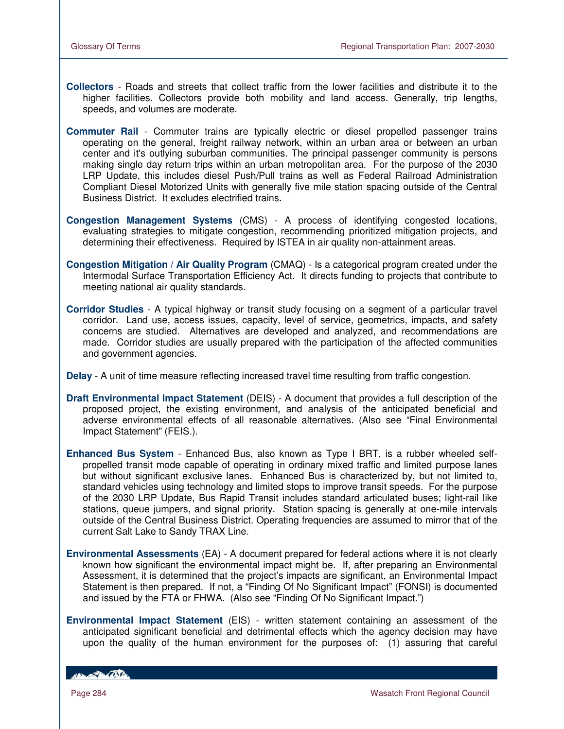**Collectors** - Roads and streets that collect traffic from the lower facilities and distribute it to the higher facilities. Collectors provide both mobility and land access. Generally, trip lengths, speeds, and volumes are moderate.

**Commuter Rail** - Commuter trains are typically electric or diesel propelled passenger trains operating on the general, freight railway network, within an urban area or between an urban center and it's outlying suburban communities. The principal passenger community is persons making single day return trips within an urban metropolitan area. For the purpose of the 2030 LRP Update, this includes diesel Push/Pull trains as well as Federal Railroad Administration Compliant Diesel Motorized Units with generally five mile station spacing outside of the Central Business District. It excludes electrified trains.

**Congestion Management Systems** (CMS) - A process of identifying congested locations, evaluating strategies to mitigate congestion, recommending prioritized mitigation projects, and determining their effectiveness. Required by ISTEA in air quality non-attainment areas.

**Congestion Mitigation / Air Quality Program** (CMAQ) - Is a categorical program created under the Intermodal Surface Transportation Efficiency Act. It directs funding to projects that contribute to meeting national air quality standards.

**Corridor Studies** - A typical highway or transit study focusing on a segment of a particular travel corridor. Land use, access issues, capacity, level of service, geometrics, impacts, and safety concerns are studied. Alternatives are developed and analyzed, and recommendations are made. Corridor studies are usually prepared with the participation of the affected communities and government agencies.

**Delay** - A unit of time measure reflecting increased travel time resulting from traffic congestion.

**Draft Environmental Impact Statement** (DEIS) - A document that provides a full description of the proposed project, the existing environment, and analysis of the anticipated beneficial and adverse environmental effects of all reasonable alternatives. (Also see "Final Environmental Impact Statement" (FEIS.).

**Enhanced Bus System** - Enhanced Bus, also known as Type I BRT, is a rubber wheeled self-propelled transit mode capable of operating in ordinary mixed traffic and limited purpose lanes but without significant exclusive lanes. Enhanced Bus is characterized by, but not limited to, standard vehicles using technology and limited stops to improve transit speeds. For the purpose of the 2030 LRP Update, Bus Rapid Transit includes standard articulated buses; light-rail like stations, queue jumpers, and signal priority. Station spacing is generally at one-mile intervals outside of the Central Business District. Operating frequencies are assumed to mirror that of the current Salt Lake to Sandy TRAX Line.

**Environmental Assessments** (EA) - A document prepared for federal actions where it is not clearly known how significant the environmental impact might be. If, after preparing an Environmental Assessment, it is determined that the project's impacts are significant, an Environmental Impact Statement is then prepared. If not, a "Finding Of No Significant Impact" (FONSI) is documented and issued by the FTA or FHWA. (Also see "Finding Of No Significant Impact.")

**Environmental Impact Statement** (EIS) - written statement containing an assessment of the anticipated significant beneficial and detrimental effects which the agency decision may have upon the quality of the human environment for the purposes of: (1) assuring that careful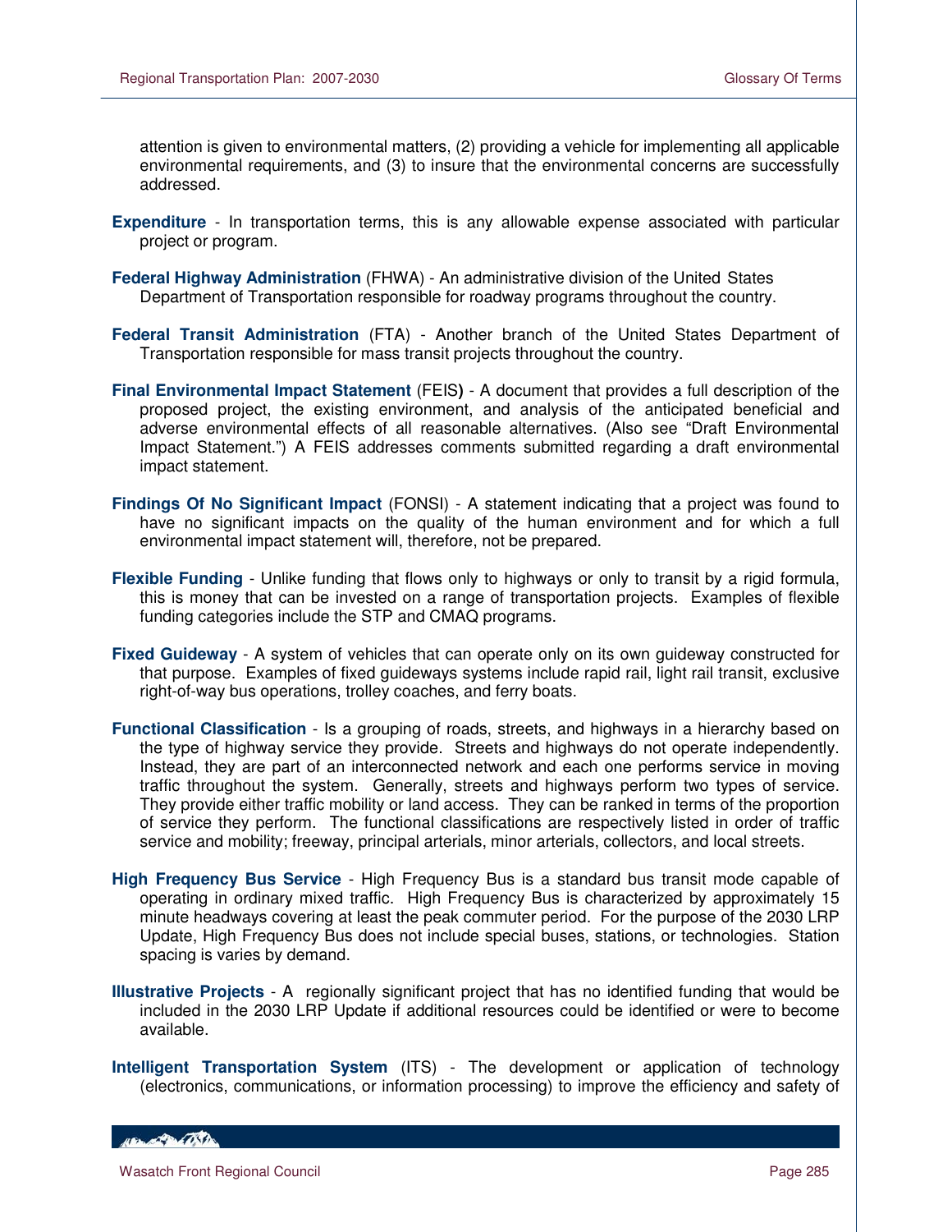attention is given to environmental matters, (2) providing a vehicle for implementing all applicable environmental requirements, and (3) to insure that the environmental concerns are successfully addressed.

**Expenditure** - In transportation terms, this is any allowable expense associated with particular project or program.

**Federal Highway Administration** (FHWA) - An administrative division of the United States Department of Transportation responsible for roadway programs throughout the country.

**Federal Transit Administration** (FTA) - Another branch of the United States Department of Transportation responsible for mass transit projects throughout the country.

**Final Environmental Impact Statement** (FEIS) - A document that provides a full description of the proposed project, the existing environment, and analysis of the anticipated beneficial and adverse environmental effects of all reasonable alternatives. (Also see "Draft Environmental Impact Statement.") A FEIS addresses comments submitted regarding a draft environmental impact statement.

**Findings Of No Significant Impact** (FONSI) - A statement indicating that a project was found to have no significant impacts on the quality of the human environment and for which a full environmental impact statement will, therefore, not be prepared.

**Flexible Funding** - Unlike funding that flows only to highways or only to transit by a rigid formula, this is money that can be invested on a range of transportation projects. Examples of flexible funding categories include the STP and CMAQ programs.

**Fixed Guideway** - A system of vehicles that can operate only on its own guideway constructed for that purpose. Examples of fixed guideways systems include rapid rail, light rail transit, exclusive right-of-way bus operations, trolley coaches, and ferry boats.

**Functional Classification** - Is a grouping of roads, streets, and highways in a hierarchy based on the type of highway service they provide. Streets and highways do not operate independently. Instead, they are part of an interconnected network and each one performs service in moving traffic throughout the system. Generally, streets and highways perform two types of service. They provide either traffic mobility or land access. They can be ranked in terms of the proportion of service they perform. The functional classifications are respectively listed in order of traffic service and mobility; freeway, principal arterials, minor arterials, collectors, and local streets.

**High Frequency Bus Service** - High Frequency Bus is a standard bus transit mode capable of operating in ordinary mixed traffic. High Frequency Bus is characterized by approximately 15 minute headways covering at least the peak commuter period. For the purpose of the 2030 LRP Update, High Frequency Bus does not include special buses, stations, or technologies. Station spacing is varies by demand.

**Illustrative Projects** - A regionally significant project that has no identified funding that would be included in the 2030 LRP Update if additional resources could be identified or were to become available.

**Intelligent Transportation System** (ITS) - The development or application of technology (electronics, communications, or information processing) to improve the efficiency and safety of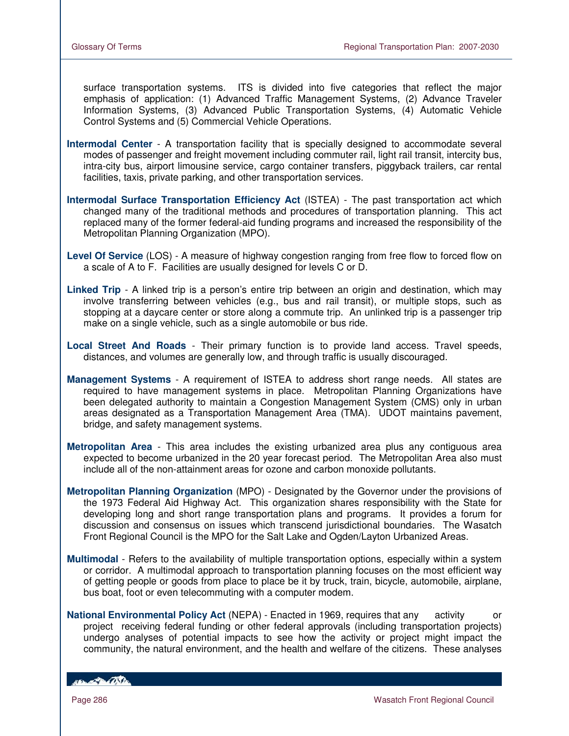surface transportation systems. ITS is divided into five categories that reflect the major emphasis of application: (1) Advanced Traffic Management Systems, (2) Advance Traveler Information Systems, (3) Advanced Public Transportation Systems, (4) Automatic Vehicle Control Systems and (5) Commercial Vehicle Operations.

**Intermodal Center** - A transportation facility that is specially designed to accommodate several modes of passenger and freight movement including commuter rail, light rail transit, intercity bus, intra-city bus, airport limousine service, cargo container transfers, piggyback trailers, car rental facilities, taxis, private parking, and other transportation services.

**Intermodal Surface Transportation Efficiency Act** (ISTEA) - The past transportation act which changed many of the traditional methods and procedures of transportation planning. This act replaced many of the former federal-aid funding programs and increased the responsibility of the Metropolitan Planning Organization (MPO).

**Level Of Service** (LOS) - A measure of highway congestion ranging from free flow to forced flow on a scale of A to F. Facilities are usually designed for levels C or D.

**Linked Trip** - A linked trip is a person's entire trip between an origin and destination, which may involve transferring between vehicles (e.g., bus and rail transit), or multiple stops, such as stopping at a daycare center or store along a commute trip. An unlinked trip is a passenger trip make on a single vehicle, such as a single automobile or bus ride.

**Local Street And Roads** - Their primary function is to provide land access. Travel speeds, distances, and volumes are generally low, and through traffic is usually discouraged.

**Management Systems** - A requirement of ISTEA to address short range needs. All states are required to have management systems in place. Metropolitan Planning Organizations have been delegated authority to maintain a Congestion Management System (CMS) only in urban areas designated as a Transportation Management Area (TMA). UDOT maintains pavement, bridge, and safety management systems.

**Metropolitan Area** - This area includes the existing urbanized area plus any contiguous area expected to become urbanized in the 20 year forecast period. The Metropolitan Area also must include all of the non-attainment areas for ozone and carbon monoxide pollutants.

**Metropolitan Planning Organization** (MPO) - Designated by the Governor under the provisions of the 1973 Federal Aid Highway Act. This organization shares responsibility with the State for developing long and short range transportation plans and programs. It provides a forum for discussion and consensus on issues which transcend jurisdictional boundaries. The Wasatch Front Regional Council is the MPO for the Salt Lake and Ogden/Layton Urbanized Areas.

**Multimodal** - Refers to the availability of multiple transportation options, especially within a system or corridor. A multimodal approach to transportation planning focuses on the most efficient way of getting people or goods from place to place be it by truck, train, bicycle, automobile, airplane, bus boat, foot or even telecommuting with a computer modem.

**National Environmental Policy Act** (NEPA) - Enacted in 1969, requires that any activity or project receiving federal funding or other federal approvals (including transportation projects) undergo analyses of potential impacts to see how the activity or project might impact the community, the natural environment, and the health and welfare of the citizens. These analyses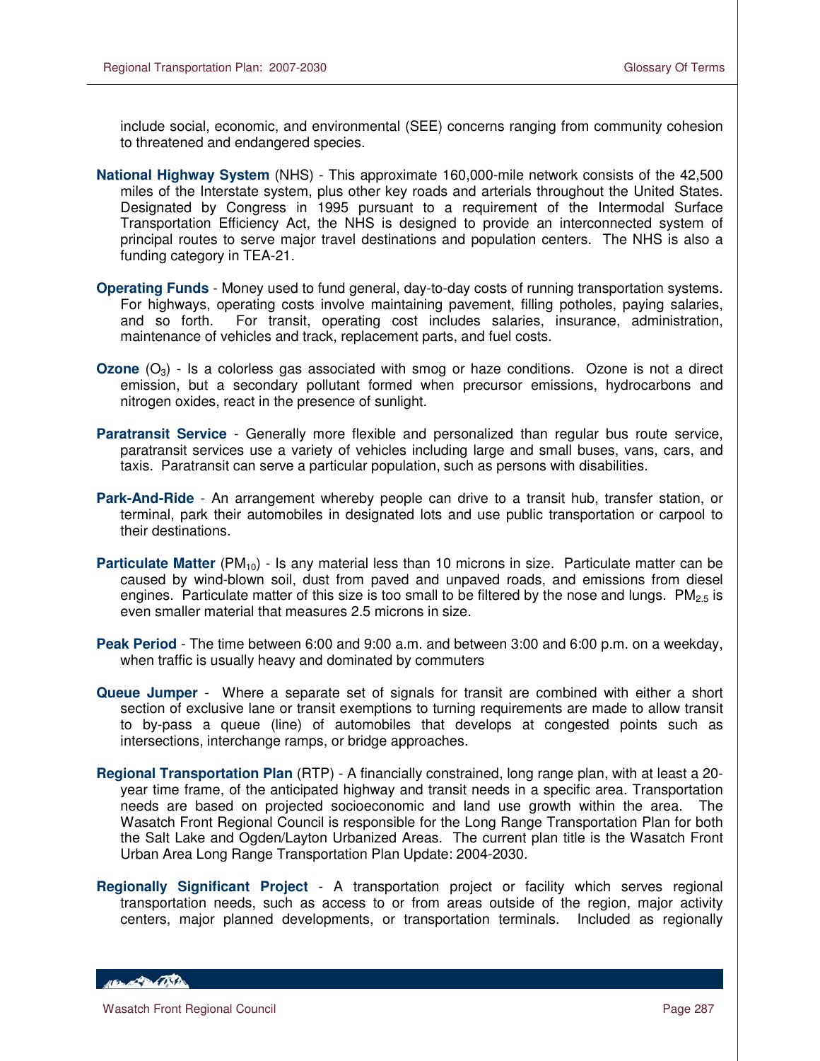include social, economic, and environmental (SEE) concerns ranging from community cohesion to threatened and endangered species.

**National Highway System** (NHS) - This approximate 160,000-mile network consists of the 42,500 miles of the Interstate system, plus other key roads and arterials throughout the United States. Designated by Congress in 1995 pursuant to a requirement of the Intermodal Surface Transportation Efficiency Act, the NHS is designed to provide an interconnected system of principal routes to serve major travel destinations and population centers. The NHS is also a funding category in TEA-21.

**Operating Funds** - Money used to fund general, day-to-day costs of running transportation systems. For highways, operating costs involve maintaining pavement, filling potholes, paying salaries, and so forth. For transit, operating cost includes salaries, insurance, administration, maintenance of vehicles and track, replacement parts, and fuel costs.

**Ozone** ($O_3$) - Is a colorless gas associated with smog or haze conditions. Ozone is not a direct emission, but a secondary pollutant formed when precursor emissions, hydrocarbons and nitrogen oxides, react in the presence of sunlight.

**Paratransit Service** - Generally more flexible and personalized than regular bus route service, paratransit services use a variety of vehicles including large and small buses, vans, cars, and taxis. Paratransit can serve a particular population, such as persons with disabilities.

**Park-And-Ride** - An arrangement whereby people can drive to a transit hub, transfer station, or terminal, park their automobiles in designated lots and use public transportation or carpool to their destinations.

**Particulate Matter** ($PM_{10}$) - Is any material less than 10 microns in size. Particulate matter can be caused by wind-blown soil, dust from paved and unpaved roads, and emissions from diesel engines. Particulate matter of this size is too small to be filtered by the nose and lungs. $PM_{2.5}$ is even smaller material that measures 2.5 microns in size.

**Peak Period** - The time between 6:00 and 9:00 a.m. and between 3:00 and 6:00 p.m. on a weekday, when traffic is usually heavy and dominated by commuters

**Queue Jumper** - Where a separate set of signals for transit are combined with either a short section of exclusive lane or transit exemptions to turning requirements are made to allow transit to by-pass a queue (line) of automobiles that develops at congested points such as intersections, interchange ramps, or bridge approaches.

**Regional Transportation Plan** (RTP) - A financially constrained, long range plan, with at least a 20-year time frame, of the anticipated highway and transit needs in a specific area. Transportation needs are based on projected socioeconomic and land use growth within the area. The Wasatch Front Regional Council is responsible for the Long Range Transportation Plan for both the Salt Lake and Ogden/Layton Urbanized Areas. The current plan title is the Wasatch Front Urban Area Long Range Transportation Plan Update: 2004-2030.

**Regionally Significant Project** - A transportation project or facility which serves regional transportation needs, such as access to or from areas outside of the region, major activity centers, major planned developments, or transportation terminals. Included as regionally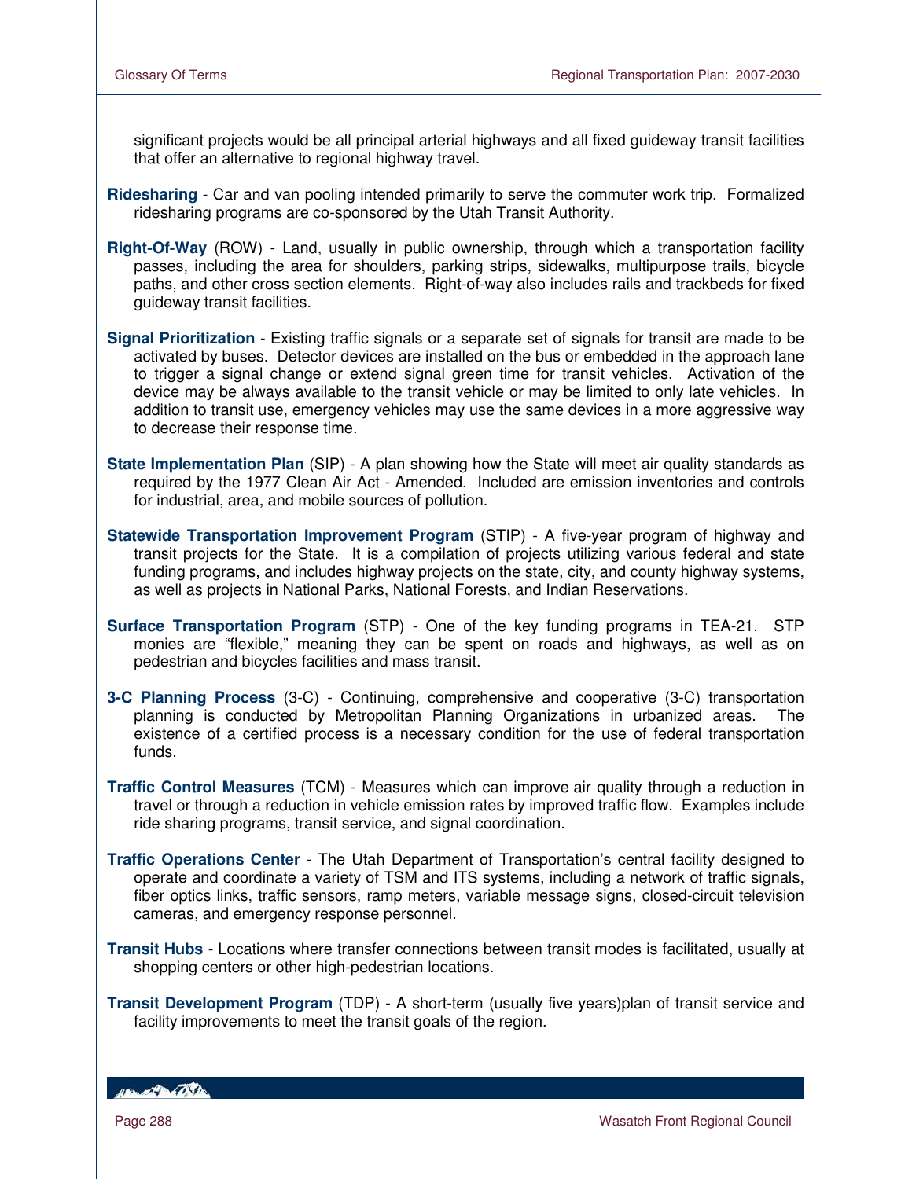significant projects would be all principal arterial highways and all fixed guideway transit facilities that offer an alternative to regional highway travel.

**Ridesharing** - Car and van pooling intended primarily to serve the commuter work trip. Formalized ridesharing programs are co-sponsored by the Utah Transit Authority.

**Right-Of-Way** (ROW) - Land, usually in public ownership, through which a transportation facility passes, including the area for shoulders, parking strips, sidewalks, multipurpose trails, bicycle paths, and other cross section elements. Right-of-way also includes rails and trackbeds for fixed guideway transit facilities.

**Signal Prioritization** - Existing traffic signals or a separate set of signals for transit are made to be activated by buses. Detector devices are installed on the bus or embedded in the approach lane to trigger a signal change or extend signal green time for transit vehicles. Activation of the device may be always available to the transit vehicle or may be limited to only late vehicles. In addition to transit use, emergency vehicles may use the same devices in a more aggressive way to decrease their response time.

**State Implementation Plan** (SIP) - A plan showing how the State will meet air quality standards as required by the 1977 Clean Air Act - Amended. Included are emission inventories and controls for industrial, area, and mobile sources of pollution.

**Statewide Transportation Improvement Program** (STIP) - A five-year program of highway and transit projects for the State. It is a compilation of projects utilizing various federal and state funding programs, and includes highway projects on the state, city, and county highway systems, as well as projects in National Parks, National Forests, and Indian Reservations.

**Surface Transportation Program** (STP) - One of the key funding programs in TEA-21. STP monies are "flexible," meaning they can be spent on roads and highways, as well as on pedestrian and bicycles facilities and mass transit.

**3-C Planning Process** (3-C) - Continuing, comprehensive and cooperative (3-C) transportation planning is conducted by Metropolitan Planning Organizations in urbanized areas. The existence of a certified process is a necessary condition for the use of federal transportation funds.

**Traffic Control Measures** (TCM) - Measures which can improve air quality through a reduction in travel or through a reduction in vehicle emission rates by improved traffic flow. Examples include ride sharing programs, transit service, and signal coordination.

**Traffic Operations Center** - The Utah Department of Transportation's central facility designed to operate and coordinate a variety of TSM and ITS systems, including a network of traffic signals, fiber optics links, traffic sensors, ramp meters, variable message signs, closed-circuit television cameras, and emergency response personnel.

**Transit Hubs** - Locations where transfer connections between transit modes is facilitated, usually at shopping centers or other high-pedestrian locations.

**Transit Development Program** (TDP) - A short-term (usually five years)plan of transit service and facility improvements to meet the transit goals of the region.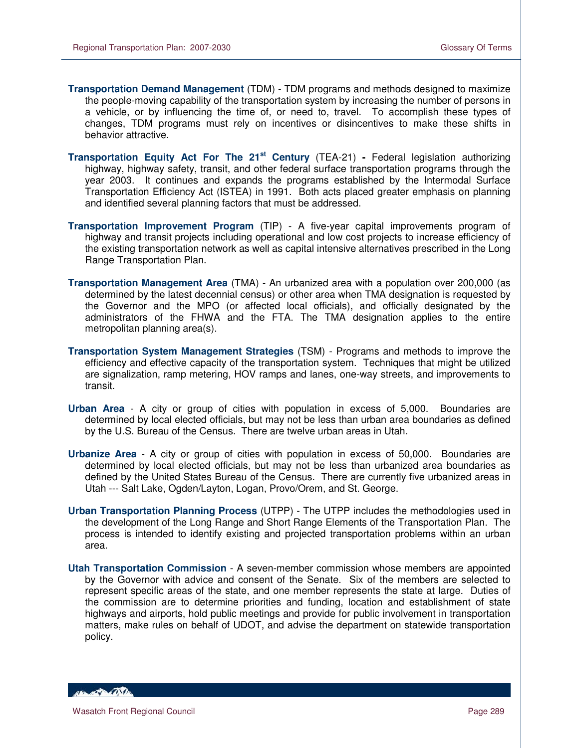**Transportation Demand Management** (TDM) - TDM programs and methods designed to maximize the people-moving capability of the transportation system by increasing the number of persons in a vehicle, or by influencing the time of, or need to, travel. To accomplish these types of changes, TDM programs must rely on incentives or disincentives to make these shifts in behavior attractive.

**Transportation Equity Act For The 21st Century** (TEA-21) **-** Federal legislation authorizing highway, highway safety, transit, and other federal surface transportation programs through the year 2003. It continues and expands the programs established by the Intermodal Surface Transportation Efficiency Act (ISTEA) in 1991. Both acts placed greater emphasis on planning and identified several planning factors that must be addressed.

**Transportation Improvement Program** (TIP) - A five-year capital improvements program of highway and transit projects including operational and low cost projects to increase efficiency of the existing transportation network as well as capital intensive alternatives prescribed in the Long Range Transportation Plan.

**Transportation Management Area** (TMA) - An urbanized area with a population over 200,000 (as determined by the latest decennial census) or other area when TMA designation is requested by the Governor and the MPO (or affected local officials), and officially designated by the administrators of the FHWA and the FTA. The TMA designation applies to the entire metropolitan planning area(s).

**Transportation System Management Strategies** (TSM) - Programs and methods to improve the efficiency and effective capacity of the transportation system. Techniques that might be utilized are signalization, ramp metering, HOV ramps and lanes, one-way streets, and improvements to transit.

**Urban Area** - A city or group of cities with population in excess of 5,000. Boundaries are determined by local elected officials, but may not be less than urban area boundaries as defined by the U.S. Bureau of the Census. There are twelve urban areas in Utah.

**Urbanize Area** - A city or group of cities with population in excess of 50,000. Boundaries are determined by local elected officials, but may not be less than urbanized area boundaries as defined by the United States Bureau of the Census. There are currently five urbanized areas in Utah --- Salt Lake, Ogden/Layton, Logan, Provo/Orem, and St. George.

**Urban Transportation Planning Process** (UTPP) - The UTPP includes the methodologies used in the development of the Long Range and Short Range Elements of the Transportation Plan. The process is intended to identify existing and projected transportation problems within an urban area.

**Utah Transportation Commission** - A seven-member commission whose members are appointed by the Governor with advice and consent of the Senate. Six of the members are selected to represent specific areas of the state, and one member represents the state at large. Duties of the commission are to determine priorities and funding, location and establishment of state highways and airports, hold public meetings and provide for public involvement in transportation matters, make rules on behalf of UDOT, and advise the department on statewide transportation policy.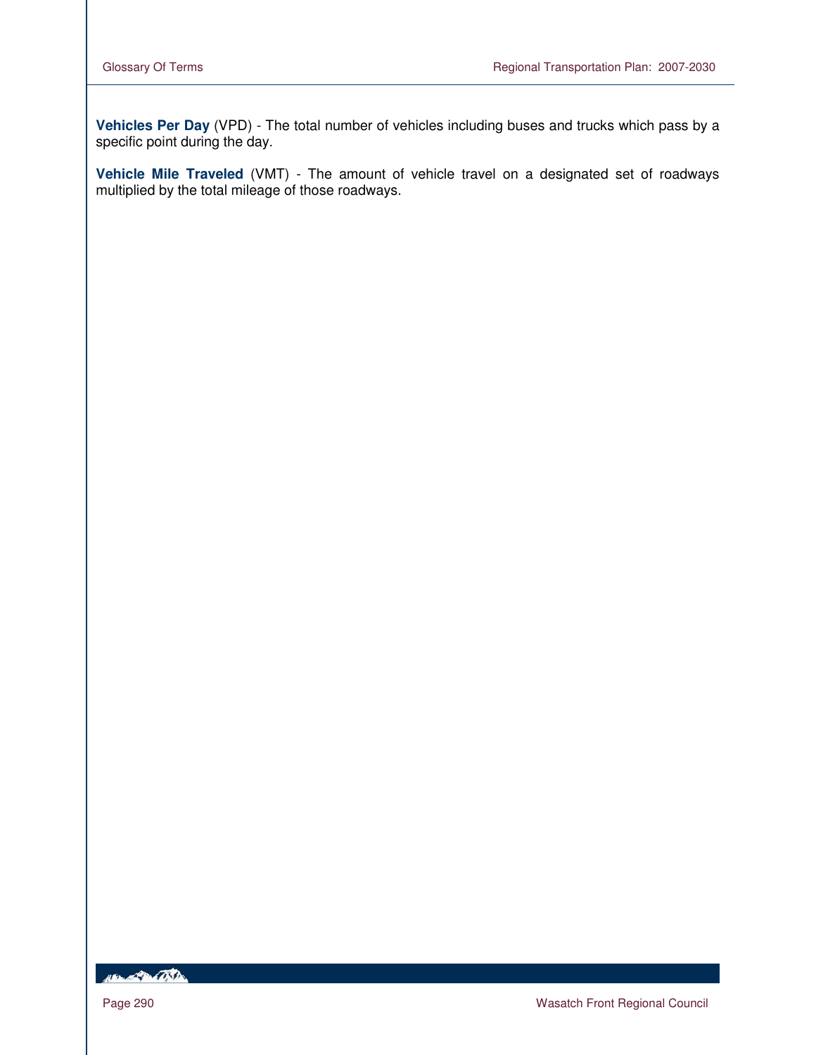**Vehicles Per Day** (VPD) - The total number of vehicles including buses and trucks which pass by a specific point during the day.

**Vehicle Mile Traveled** (VMT) - The amount of vehicle travel on a designated set of roadways multiplied by the total mileage of those roadways.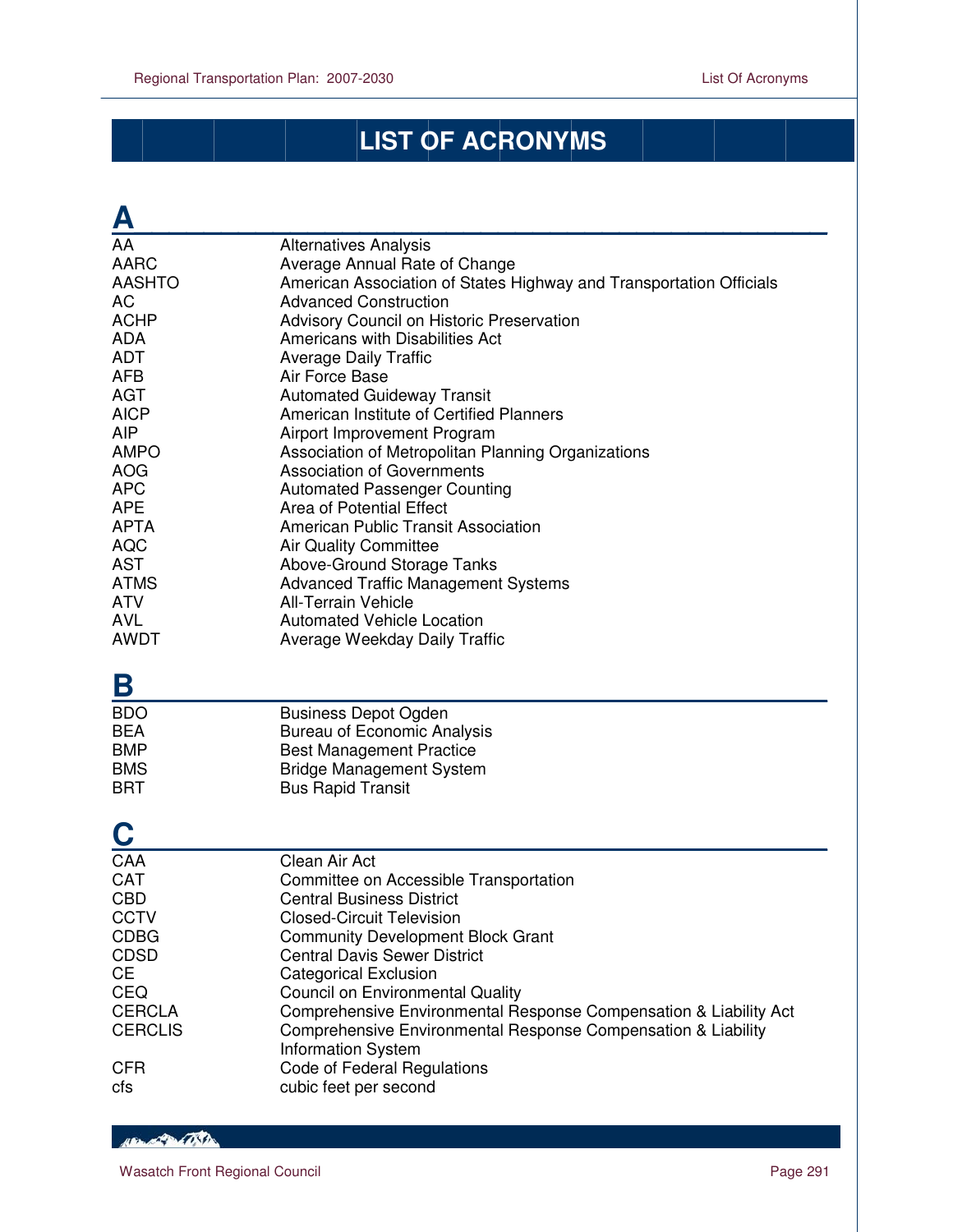# LIST OF ACRONYMS

## A

| | |
|---|---|
| AA | Alternatives Analysis |
| AARC | Average Annual Rate of Change |
| AASHTO | American Association of States Highway and Transportation Officials |
| AC | Advanced Construction |
| ACHP | Advisory Council on Historic Preservation |
| ADA | Americans with Disabilities Act |
| ADT | Average Daily Traffic |
| AFB | Air Force Base |
| AGT | Automated Guideway Transit |
| AICP | American Institute of Certified Planners |
| AIP | Airport Improvement Program |
| AMPO | Association of Metropolitan Planning Organizations |
| AOG | Association of Governments |
| APC | Automated Passenger Counting |
| APE | Area of Potential Effect |
| APTA | American Public Transit Association |
| AQC | Air Quality Committee |
| AST | Above-Ground Storage Tanks |
| ATMS | Advanced Traffic Management Systems |
| ATV | All-Terrain Vehicle |
| AVL | Automated Vehicle Location |
| AWDT | Average Weekday Daily Traffic |

## B

| | |
|---|---|
| BDO | Business Depot Ogden |
| BEA | Bureau of Economic Analysis |
| BMP | Best Management Practice |
| BMS | Bridge Management System |
| BRT | Bus Rapid Transit |

## C

| | |
|---|---|
| CAA | Clean Air Act |
| CAT | Committee on Accessible Transportation |
| CBD | Central Business District |
| CCTV | Closed-Circuit Television |
| CDBG | Community Development Block Grant |
| CDSD | Central Davis Sewer District |
| CE | Categorical Exclusion |
| CEQ | Council on Environmental Quality |
| CERCLA | Comprehensive Environmental Response Compensation & Liability Act |
| CERCLIS | Comprehensive Environmental Response Compensation & Liability Information System |
| CFR | Code of Federal Regulations |
| cfs | cubic feet per second |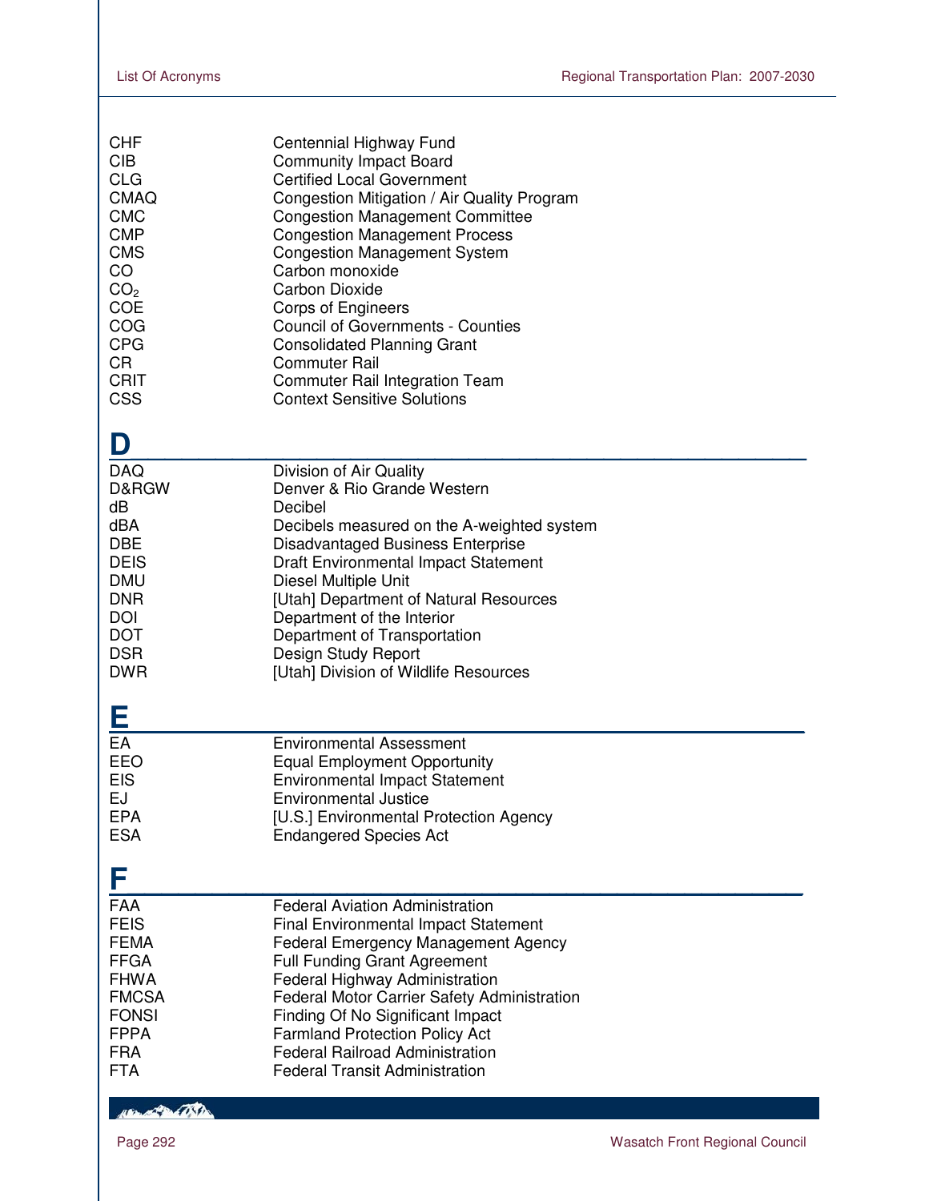| | |
|---|---|
| CHF | Centennial Highway Fund |
| CIB | Community Impact Board |
| CLG | Certified Local Government |
| CMAQ | Congestion Mitigation / Air Quality Program |
| CMC | Congestion Management Committee |
| CMP | Congestion Management Process |
| CMS | Congestion Management System |
| CO | Carbon monoxide |
| $CO_2$ | Carbon Dioxide |
| COE | Corps of Engineers |
| COG | Council of Governments - Counties |
| CPG | Consolidated Planning Grant |
| CR | Commuter Rail |
| CRIT | Commuter Rail Integration Team |
| CSS | Context Sensitive Solutions |

# D

| | |
|---|---|
| DAQ | Division of Air Quality |
| D&RGW | Denver & Rio Grande Western |
| dB | Decibel |
| dBA | Decibels measured on the A-weighted system |
| DBE | Disadvantaged Business Enterprise |
| DEIS | Draft Environmental Impact Statement |
| DMU | Diesel Multiple Unit |
| DNR | [Utah] Department of Natural Resources |
| DOI | Department of the Interior |
| DOT | Department of Transportation |
| DSR | Design Study Report |
| DWR | [Utah] Division of Wildlife Resources |

# E

| | |
|---|---|
| EA | Environmental Assessment |
| EEO | Equal Employment Opportunity |
| EIS | Environmental Impact Statement |
| EJ | Environmental Justice |
| EPA | [U.S.] Environmental Protection Agency |
| ESA | Endangered Species Act |

# F

| | |
|---|---|
| FAA | Federal Aviation Administration |
| FEIS | Final Environmental Impact Statement |
| FEMA | Federal Emergency Management Agency |
| FFGA | Full Funding Grant Agreement |
| FHWA | Federal Highway Administration |
| FMCSA | Federal Motor Carrier Safety Administration |
| FONSI | Finding Of No Significant Impact |
| FPPA | Farmland Protection Policy Act |
| FRA | Federal Railroad Administration |
| FTA | Federal Transit Administration |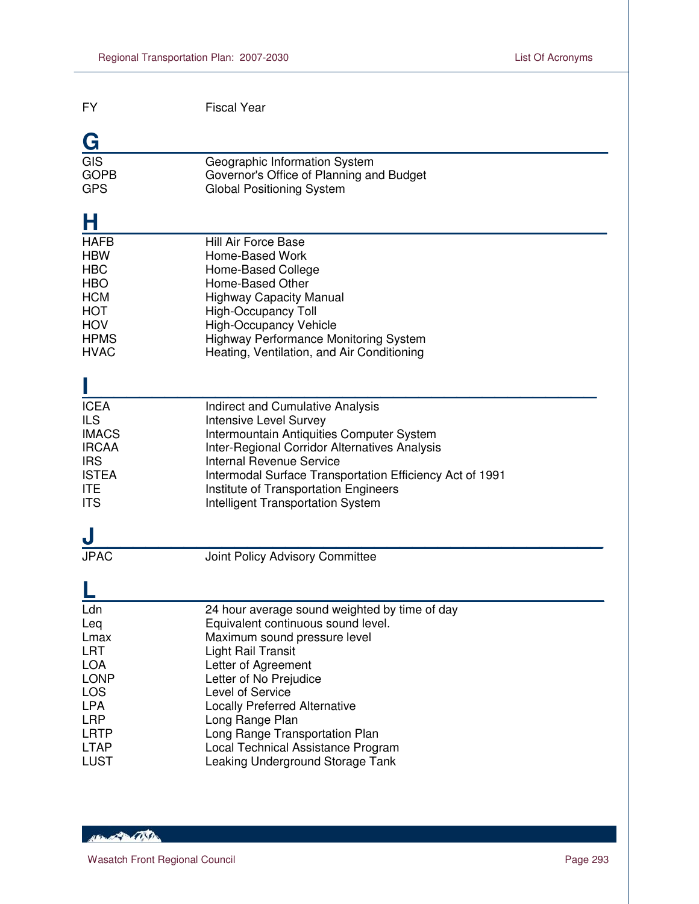| | |
|---|---|
| FY | Fiscal Year |

## G

| | |
|---|---|
| GIS | Geographic Information System |
| GOPB | Governor's Office of Planning and Budget |
| GPS | Global Positioning System |

## H

| | |
|---|---|
| HAFB | Hill Air Force Base |
| HBW | Home-Based Work |
| HBC | Home-Based College |
| HBO | Home-Based Other |
| HCM | Highway Capacity Manual |
| HOT | High-Occupancy Toll |
| HOV | High-Occupancy Vehicle |
| HPMS | Highway Performance Monitoring System |
| HVAC | Heating, Ventilation, and Air Conditioning |

## I

| | |
|---|---|
| ICEA | Indirect and Cumulative Analysis |
| ILS | Intensive Level Survey |
| IMACS | Intermountain Antiquities Computer System |
| IRCAA | Inter-Regional Corridor Alternatives Analysis |
| IRS | Internal Revenue Service |
| ISTEA | Intermodal Surface Transportation Efficiency Act of 1991 |
| ITE | Institute of Transportation Engineers |
| ITS | Intelligent Transportation System |

## J

| | |
|---|---|
| JPAC | Joint Policy Advisory Committee |

## L

| | |
|---|---|
| Ldn | 24 hour average sound weighted by time of day |
| Leq | Equivalent continuous sound level. |
| Lmax | Maximum sound pressure level |
| LRT | Light Rail Transit |
| LOA | Letter of Agreement |
| LONP | Letter of No Prejudice |
| LOS | Level of Service |
| LPA | Locally Preferred Alternative |
| LRP | Long Range Plan |
| LRTP | Long Range Transportation Plan |
| LTAP | Local Technical Assistance Program |
| LUST | Leaking Underground Storage Tank |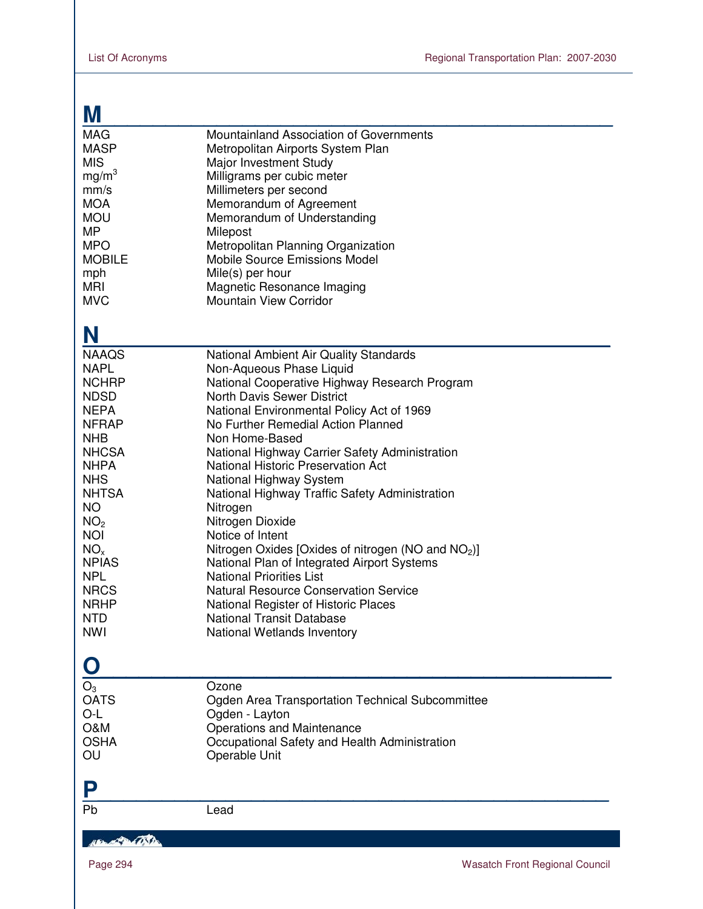## M

| | |
|---|---|
| MAG | Mountainland Association of Governments |
| MASP | Metropolitan Airports System Plan |
| MIS | Major Investment Study |
| $mg/m^3$ | Milligrams per cubic meter |
| mm/s | Millimeters per second |
| MOA | Memorandum of Agreement |
| MOU | Memorandum of Understanding |
| MP | Milepost |
| MPO | Metropolitan Planning Organization |
| MOBILE | Mobile Source Emissions Model |
| mph | Mile(s) per hour |
| MRI | Magnetic Resonance Imaging |
| MVC | Mountain View Corridor |

## N

| | |
|---|---|
| NAAQS | National Ambient Air Quality Standards |
| NAPL | Non-Aqueous Phase Liquid |
| NCHRP | National Cooperative Highway Research Program |
| NDSD | North Davis Sewer District |
| NEPA | National Environmental Policy Act of 1969 |
| NFRAP | No Further Remedial Action Planned |
| NHB | Non Home-Based |
| NHCSA | National Highway Carrier Safety Administration |
| NHPA | National Historic Preservation Act |
| NHS | National Highway System |
| NHTSA | National Highway Traffic Safety Administration |
| NO | Nitrogen |
| $NO_2$ | Nitrogen Dioxide |
| NOI | Notice of Intent |
| $NO_x$ | Nitrogen Oxides [Oxides of nitrogen (NO and $NO_2$)] |
| NPIAS | National Plan of Integrated Airport Systems |
| NPL | National Priorities List |
| NRCS | Natural Resource Conservation Service |
| NRHP | National Register of Historic Places |
| NTD | National Transit Database |
| NWI | National Wetlands Inventory |

## O

| | |
|---|---|
| $O_3$ | Ozone |
| OATS | Ogden Area Transportation Technical Subcommittee |
| O-L | Ogden - Layton |
| O&M | Operations and Maintenance |
| OSHA | Occupational Safety and Health Administration |
| OU | Operable Unit |

## P

| | |
|---|---|
| Pb | Lead |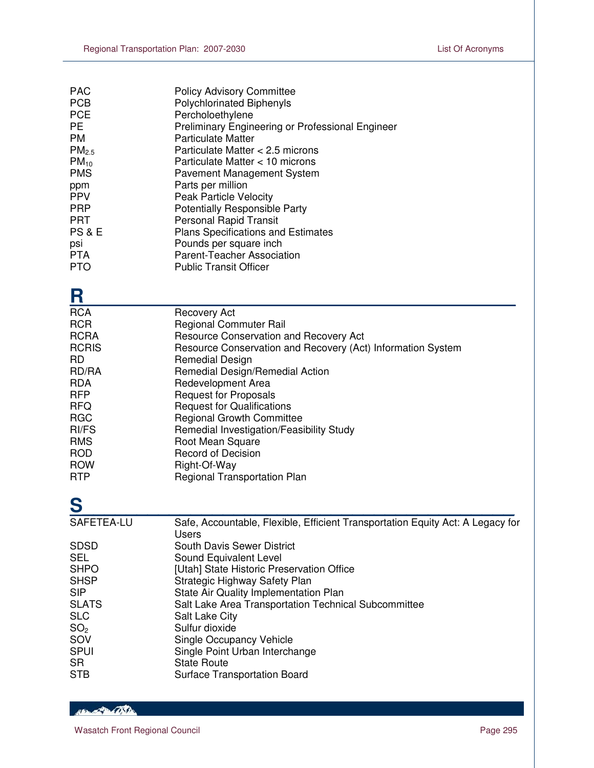| | |
|---|---|
| PAC | Policy Advisory Committee |
| PCB | Polychlorinated Biphenyls |
| PCE | Percholoethylene |
| PE | Preliminary Engineering or Professional Engineer |
| PM | Particulate Matter |
| $PM_{2.5}$ | Particulate Matter < 2.5 microns |
| $PM_{10}$ | Particulate Matter < 10 microns |
| PMS | Pavement Management System |
| ppm | Parts per million |
| PPV | Peak Particle Velocity |
| PRP | Potentially Responsible Party |
| PRT | Personal Rapid Transit |
| PS & E | Plans Specifications and Estimates |
| psi | Pounds per square inch |
| PTA | Parent-Teacher Association |
| PTO | Public Transit Officer |

# R

| | |
|---|---|
| RCA | Recovery Act |
| RCR | Regional Commuter Rail |
| RCRA | Resource Conservation and Recovery Act |
| RCRIS | Resource Conservation and Recovery (Act) Information System |
| RD | Remedial Design |
| RD/RA | Remedial Design/Remedial Action |
| RDA | Redevelopment Area |
| RFP | Request for Proposals |
| RFQ | Request for Qualifications |
| RGC | Regional Growth Committee |
| RI/FS | Remedial Investigation/Feasibility Study |
| RMS | Root Mean Square |
| ROD | Record of Decision |
| ROW | Right-Of-Way |
| RTP | Regional Transportation Plan |

# S

| | |
|---|---|
| SAFETEA-LU | Safe, Accountable, Flexible, Efficient Transportation Equity Act: A Legacy for Users |
| SDSD | South Davis Sewer District |
| SEL | Sound Equivalent Level |
| SHPO | [Utah] State Historic Preservation Office |
| SHSP | Strategic Highway Safety Plan |
| SIP | State Air Quality Implementation Plan |
| SLATS | Salt Lake Area Transportation Technical Subcommittee |
| SLC | Salt Lake City |
| $SO_2$ | Sulfur dioxide |
| SOV | Single Occupancy Vehicle |
| SPUI | Single Point Urban Interchange |
| SR | State Route |
| STB | Surface Transportation Board |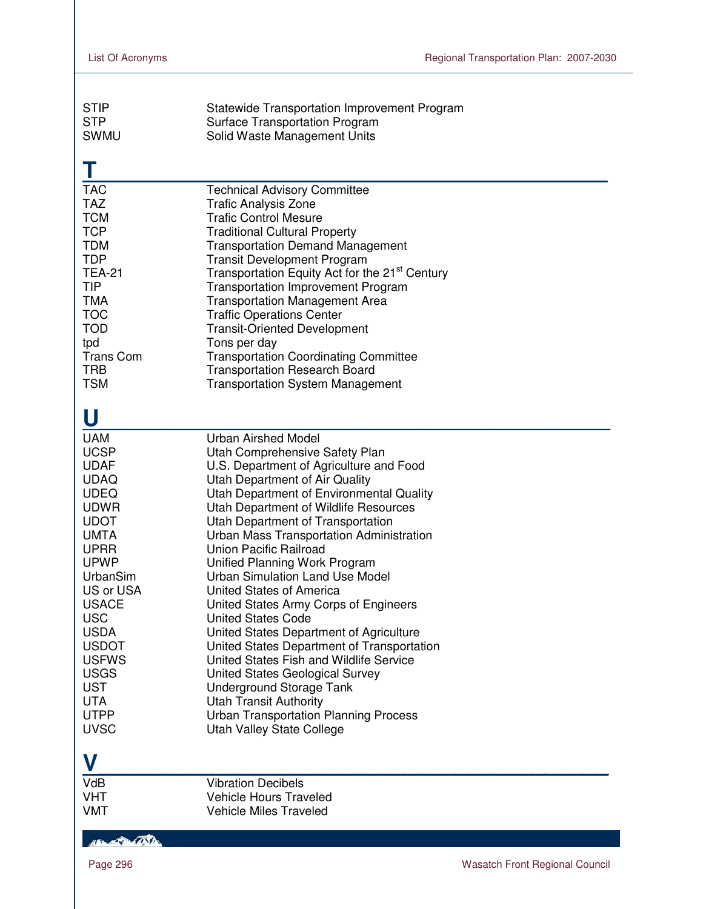| | |
|---|---|
| STIP | Statewide Transportation Improvement Program |
| STP | Surface Transportation Program |
| SWMU | Solid Waste Management Units |

## T

| | |
|---|---|
| TAC | Technical Advisory Committee |
| TAZ | Trafic Analysis Zone |
| TCM | Trafic Control Mesure |
| TCP | Traditional Cultural Property |
| TDM | Transportation Demand Management |
| TDP | Transit Development Program |
| TEA-21 | Transportation Equity Act for the 21st Century |
| TIP | Transportation Improvement Program |
| TMA | Transportation Management Area |
| TOC | Traffic Operations Center |
| TOD | Transit-Oriented Development |
| tpd | Tons per day |
| Trans Com | Transportation Coordinating Committee |
| TRB | Transportation Research Board |
| TSM | Transportation System Management |

## U

| | |
|---|---|
| UAM | Urban Airshed Model |
| UCSP | Utah Comprehensive Safety Plan |
| UDAF | U.S. Department of Agriculture and Food |
| UDAQ | Utah Department of Air Quality |
| UDEQ | Utah Department of Environmental Quality |
| UDWR | Utah Department of Wildlife Resources |
| UDOT | Utah Department of Transportation |
| UMTA | Urban Mass Transportation Administration |
| UPRR | Union Pacific Railroad |
| UPWP | Unified Planning Work Program |
| UrbanSim | Urban Simulation Land Use Model |
| US or USA | United States of America |
| USACE | United States Army Corps of Engineers |
| USC | United States Code |
| USDA | United States Department of Agriculture |
| USDOT | United States Department of Transportation |
| USFWS | United States Fish and Wildlife Service |
| USGS | United States Geological Survey |
| UST | Underground Storage Tank |
| UTA | Utah Transit Authority |
| UTPP | Urban Transportation Planning Process |
| UVSC | Utah Valley State College |

## V

| | |
|---|---|
| VdB | Vibration Decibels |
| VHT | Vehicle Hours Traveled |
| VMT | Vehicle Miles Traveled |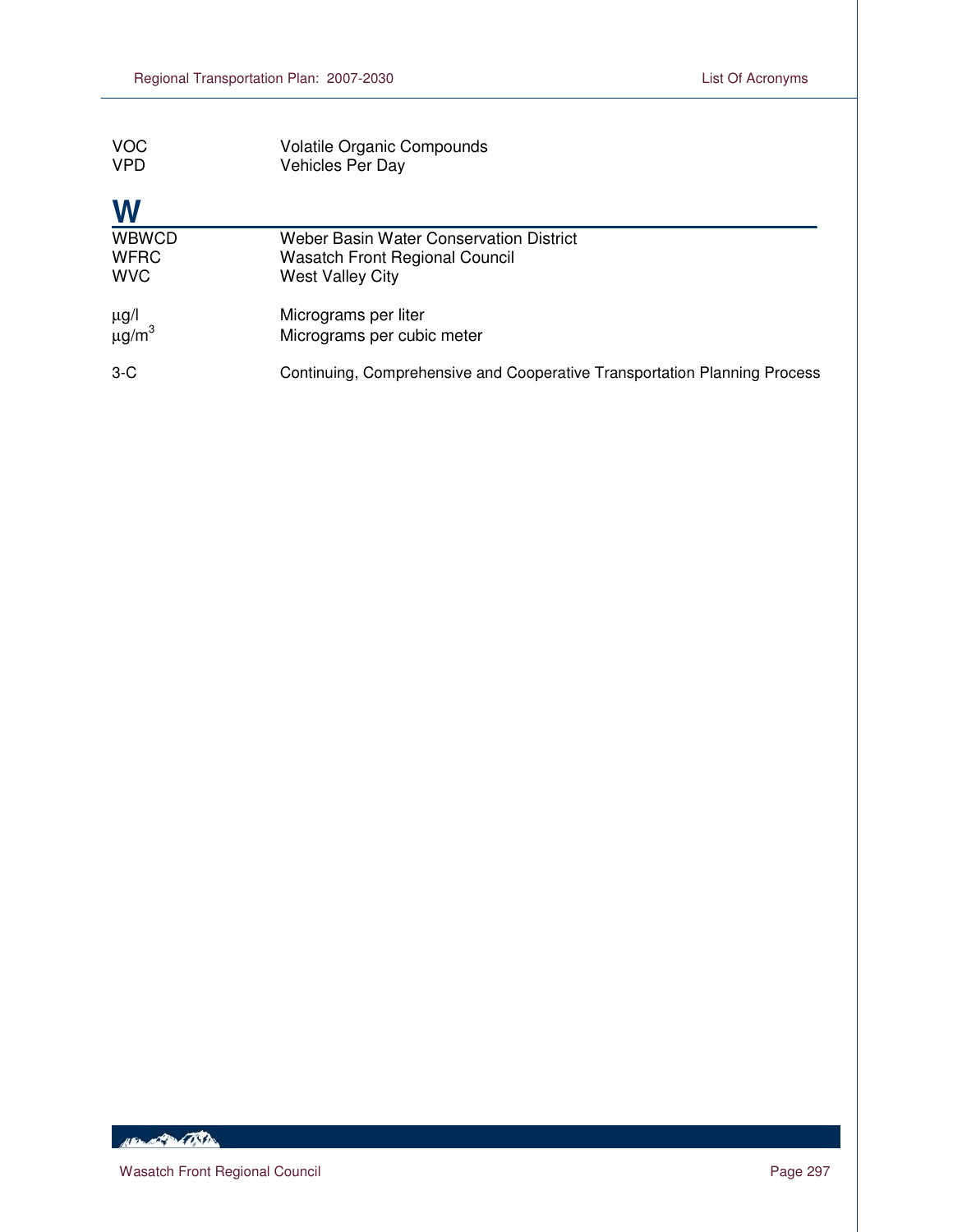| | |
|---|---|
| VOC | Volatile Organic Compounds |
| VPD | Vehicles Per Day |

## W

| | |
|---|---|
| WBWCD | Weber Basin Water Conservation District |
| WFRC | Wasatch Front Regional Council |
| WVC | West Valley City |
| µg/l | Micrograms per liter |
| µg/m$^3$ | Micrograms per cubic meter |
| 3-C | Continuing, Comprehensive and Cooperative Transportation Planning Process |